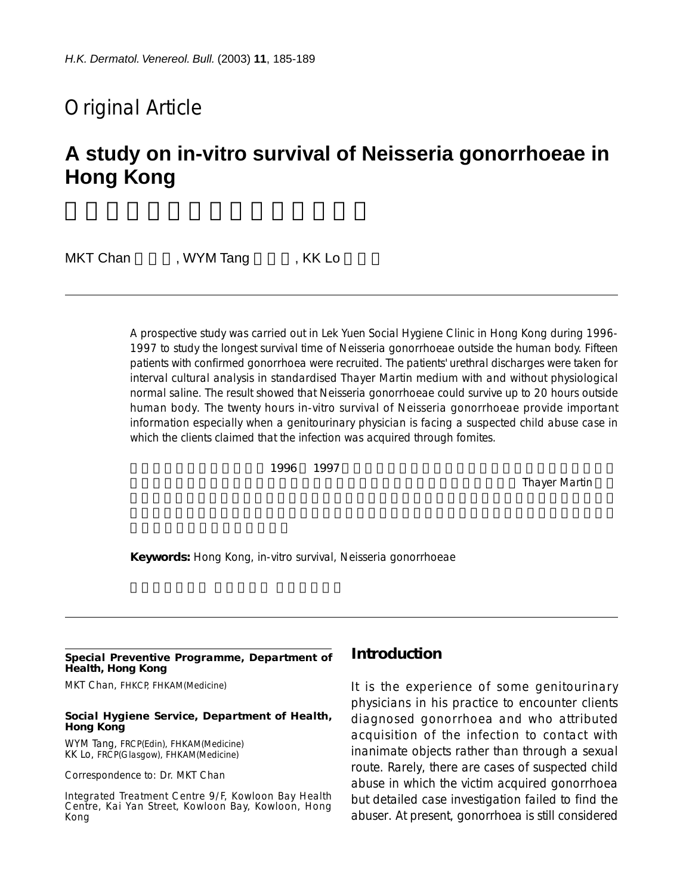## Original Article

# A study on in-vitro survival of Neisseria gonorrhoeae in Hong Kong

MKT Chan, WYM Tang, KK Lo

A prospective study was carried out in Lek Yuen Social Hygiene Clinic in Hong Kong during 1996-1997 to study the longest survival time of Neisseria gonorrhoeae outside the human body. Fifteen patients with confirmed gonorrhoea were recruited. The patients' urethral discharges were taken for interval cultural analysis in standardised Thayer Martin medium with and without physiological normal saline. The result showed that Neisseria gonorrhoeae could survive up to 20 hours outside human body. The twenty hours in-vitro survival of Neisseria gonorrhoeae provide important information especially when a genitourinary physician is facing a suspected child abuse case in which the clients claimed that the infection was acquired through fomites.

**Keywords:** Hong Kong, in-vitro survival, Neisseria gonorrhoeae

**Special Preventive Programme, Department of Health, Hong Kong**

MKT Chan, FHKCP, FHKAM(Medicine)

**Social Hygiene Service, Department of Health, Hong Kong**

WYM Tang, FRCP(Edin), FHKAM(Medicine)
KK Lo, FRCP(Glasgow), FHKAM(Medicine)

Correspondence to: Dr. MKT Chan

Integrated Treatment Centre 9/F, Kowloon Bay Health Centre, Kai Yan Street, Kowloon Bay, Kowloon, Hong Kong

## Introduction

It is the experience of some genitourinary physicians in his practice to encounter clients diagnosed gonorrhoea and who attributed acquisition of the infection to contact with inanimate objects rather than through a sexual route. Rarely, there are cases of suspected child abuse in which the victim acquired gonorrhoea but detailed case investigation failed to find the abuser. At present, gonorrhoea is still considered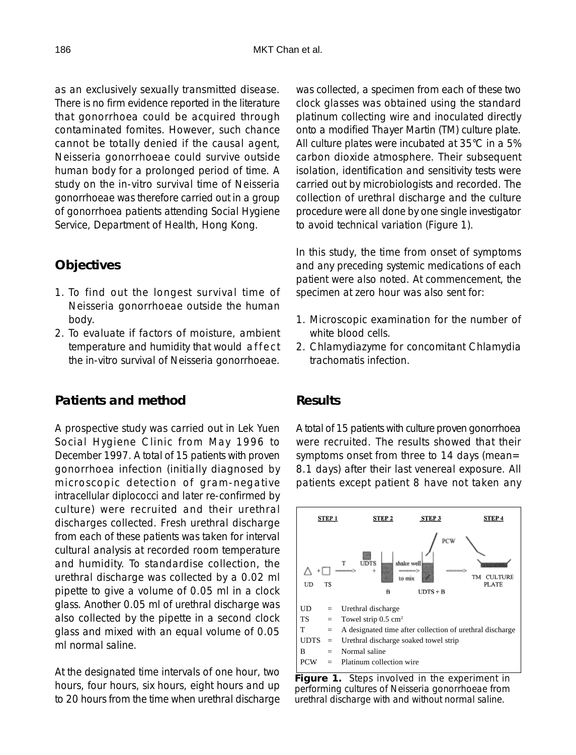as an exclusively sexually transmitted disease. There is no firm evidence reported in the literature that gonorrhoea could be acquired through contaminated fomites. However, such chance cannot be totally denied if the causal agent, Neisseria gonorrhoeae could survive outside human body for a prolonged period of time. A study on the in-vitro survival time of Neisseria gonorrhoeae was therefore carried out in a group of gonorrhoea patients attending Social Hygiene Service, Department of Health, Hong Kong.

## Objectives

1. To find out the longest survival time of Neisseria gonorrhoeae outside the human body.
2. To evaluate if factors of moisture, ambient temperature and humidity that would affect the in-vitro survival of Neisseria gonorrhoeae.

## Patients and method

A prospective study was carried out in Lek Yuen Social Hygiene Clinic from May 1996 to December 1997. A total of 15 patients with proven gonorrhoea infection (initially diagnosed by microscopic detection of gram-negative intracellular diplococci and later re-confirmed by culture) were recruited and their urethral discharges collected. Fresh urethral discharge from each of these patients was taken for interval cultural analysis at recorded room temperature and humidity. To standardise collection, the urethral discharge was collected by a 0.02 ml pipette to give a volume of 0.05 ml in a clock glass. Another 0.05 ml of urethral discharge was also collected by the pipette in a second clock glass and mixed with an equal volume of 0.05 ml normal saline.

At the designated time intervals of one hour, two hours, four hours, six hours, eight hours and up to 20 hours from the time when urethral discharge was collected, a specimen from each of these two clock glasses was obtained using the standard platinum collecting wire and inoculated directly onto a modified Thayer Martin (TM) culture plate. All culture plates were incubated at 35°C in a 5% carbon dioxide atmosphere. Their subsequent isolation, identification and sensitivity tests were carried out by microbiologists and recorded. The collection of urethral discharge and the culture procedure were all done by one single investigator to avoid technical variation (Figure 1).

In this study, the time from onset of symptoms and any preceding systemic medications of each patient were also noted. At commencement, the specimen at zero hour was also sent for:

1. Microscopic examination for the number of white blood cells.
2. Chlamydiazyme for concomitant Chlamydia trachomatis infection.

## Results

A total of 15 patients with culture proven gonorrhoea were recruited. The results showed that their symptoms onset from three to 14 days (mean= 8.1 days) after their last venereal exposure. All patients except patient 8 have not taken any

STEP 1 — STEP 2 — STEP 3 — STEP 4

UD + TS —T→ UDTS + B —shake well to mix→ UDTS + B, PCW → TM CULTURE PLATE

| | | |
|---|---|---|
| UD | = | Urethral discharge |
| TS | = | Towel strip 0.5 cm$^2$ |
| T | = | A designated time after collection of urethral discharge |
| UDTS | = | Urethral discharge soaked towel strip |
| B | = | Normal saline |
| PCW | = | Platinum collection wire |

**Figure 1.** Steps involved in the experiment in performing cultures of Neisseria gonorrhoeae from urethral discharge with and without normal saline.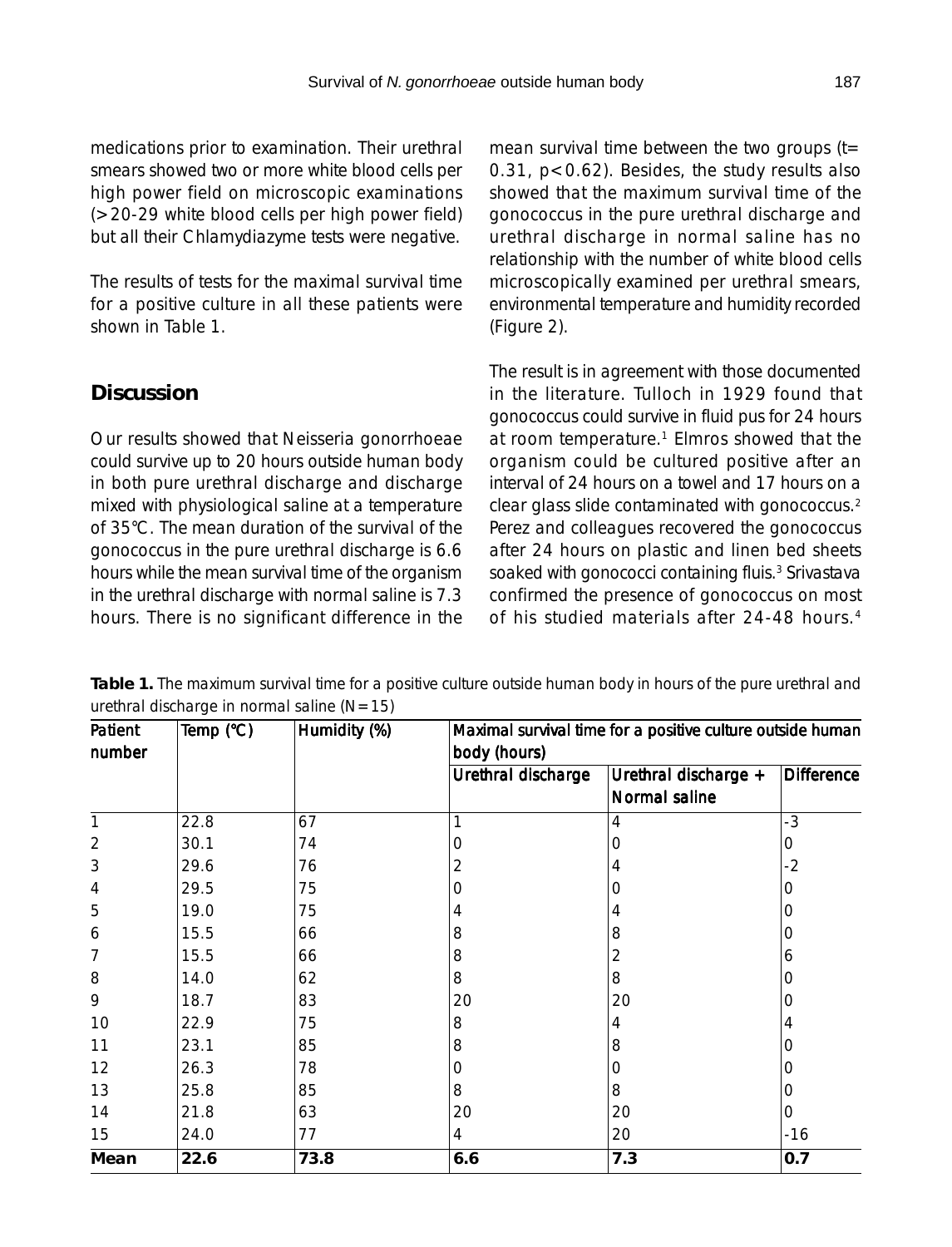medications prior to examination. Their urethral smears showed two or more white blood cells per high power field on microscopic examinations (>20-29 white blood cells per high power field) but all their Chlamydiazyme tests were negative.

The results of tests for the maximal survival time for a positive culture in all these patients were shown in Table 1.

## Discussion

Our results showed that Neisseria gonorrhoeae could survive up to 20 hours outside human body in both pure urethral discharge and discharge mixed with physiological saline at a temperature of 35°C. The mean duration of the survival of the gonococcus in the pure urethral discharge is 6.6 hours while the mean survival time of the organism in the urethral discharge with normal saline is 7.3 hours. There is no significant difference in the mean survival time between the two groups (t= 0.31, p<0.62). Besides, the study results also showed that the maximum survival time of the gonococcus in the pure urethral discharge and urethral discharge in normal saline has no relationship with the number of white blood cells microscopically examined per urethral smears, environmental temperature and humidity recorded (Figure 2).

The result is in agreement with those documented in the literature. Tulloch in 1929 found that gonococcus could survive in fluid pus for 24 hours at room temperature.[1] Elmros showed that the organism could be cultured positive after an interval of 24 hours on a towel and 17 hours on a clear glass slide contaminated with gonococcus.[2] Perez and colleagues recovered the gonococcus after 24 hours on plastic and linen bed sheets soaked with gonococci containing fluis.[3] Srivastava confirmed the presence of gonococcus on most of his studied materials after 24-48 hours.[4]

**Table 1.** The maximum survival time for a positive culture outside human body in hours of the pure urethral and urethral discharge in normal saline (N=15)

| Patient number | Temp (°C) | Humidity (%) | Maximal survival time for a positive culture outside human body (hours) | | |
|---|---|---|---|---|---|
| | | | Urethral discharge | Urethral discharge + Normal saline | Difference |
| 1 | 22.8 | 67 | 1 | 4 | -3 |
| 2 | 30.1 | 74 | 0 | 0 | 0 |
| 3 | 29.6 | 76 | 2 | 4 | -2 |
| 4 | 29.5 | 75 | 0 | 0 | 0 |
| 5 | 19.0 | 75 | 4 | 4 | 0 |
| 6 | 15.5 | 66 | 8 | 8 | 0 |
| 7 | 15.5 | 66 | 8 | 2 | 6 |
| 8 | 14.0 | 62 | 8 | 8 | 0 |
| 9 | 18.7 | 83 | 20 | 20 | 0 |
| 10 | 22.9 | 75 | 8 | 4 | 4 |
| 11 | 23.1 | 85 | 8 | 8 | 0 |
| 12 | 26.3 | 78 | 0 | 0 | 0 |
| 13 | 25.8 | 85 | 8 | 8 | 0 |
| 14 | 21.8 | 63 | 20 | 20 | 0 |
| 15 | 24.0 | 77 | 4 | 20 | -16 |
| **Mean** | **22.6** | **73.8** | **6.6** | **7.3** | **0.7** |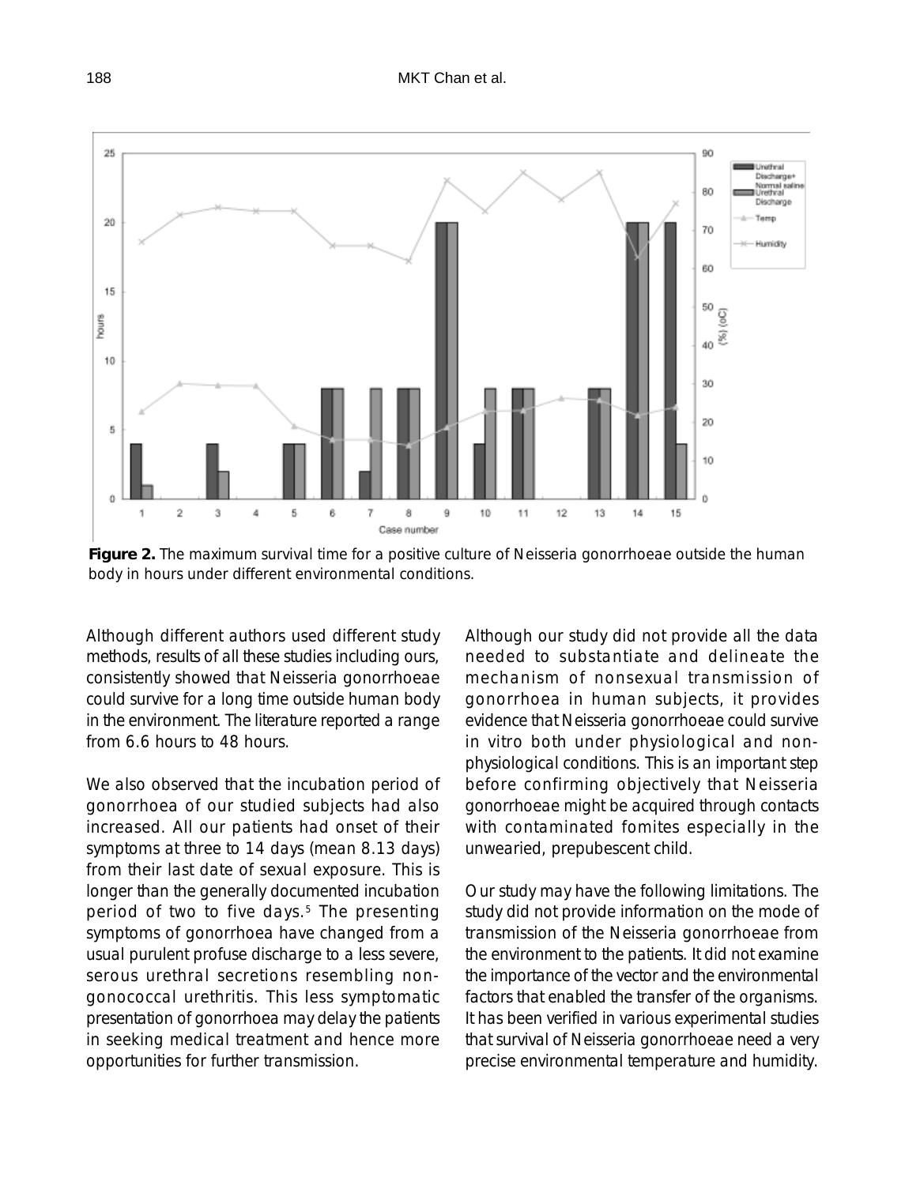**Figure 2.** The maximum survival time for a positive culture of Neisseria gonorrhoeae outside the human body in hours under different environmental conditions.

Although different authors used different study methods, results of all these studies including ours, consistently showed that Neisseria gonorrhoeae could survive for a long time outside human body in the environment. The literature reported a range from 6.6 hours to 48 hours.

We also observed that the incubation period of gonorrhoea of our studied subjects had also increased. All our patients had onset of their symptoms at three to 14 days (mean 8.13 days) from their last date of sexual exposure. This is longer than the generally documented incubation period of two to five days.[5] The presenting symptoms of gonorrhoea have changed from a usual purulent profuse discharge to a less severe, serous urethral secretions resembling non-gonococcal urethritis. This less symptomatic presentation of gonorrhoea may delay the patients in seeking medical treatment and hence more opportunities for further transmission.

Although our study did not provide all the data needed to substantiate and delineate the mechanism of nonsexual transmission of gonorrhoea in human subjects, it provides evidence that Neisseria gonorrhoeae could survive in vitro both under physiological and non-physiological conditions. This is an important step before confirming objectively that Neisseria gonorrhoeae might be acquired through contacts with contaminated fomites especially in the unwearied, prepubescent child.

Our study may have the following limitations. The study did not provide information on the mode of transmission of the Neisseria gonorrhoeae from the environment to the patients. It did not examine the importance of the vector and the environmental factors that enabled the transfer of the organisms. It has been verified in various experimental studies that survival of Neisseria gonorrhoeae need a very precise environmental temperature and humidity.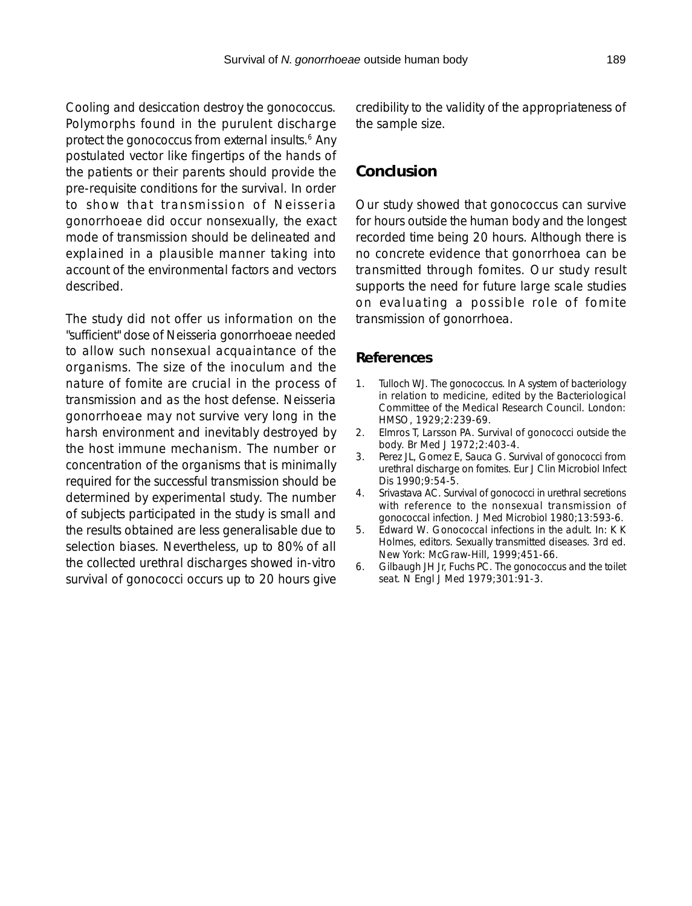Cooling and desiccation destroy the gonococcus. Polymorphs found in the purulent discharge protect the gonococcus from external insults.[6] Any postulated vector like fingertips of the hands of the patients or their parents should provide the pre-requisite conditions for the survival. In order to show that transmission of Neisseria gonorrhoeae did occur nonsexually, the exact mode of transmission should be delineated and explained in a plausible manner taking into account of the environmental factors and vectors described.

The study did not offer us information on the "sufficient" dose of Neisseria gonorrhoeae needed to allow such nonsexual acquaintance of the organisms. The size of the inoculum and the nature of fomite are crucial in the process of transmission and as the host defense. Neisseria gonorrhoeae may not survive very long in the harsh environment and inevitably destroyed by the host immune mechanism. The number or concentration of the organisms that is minimally required for the successful transmission should be determined by experimental study. The number of subjects participated in the study is small and the results obtained are less generalisable due to selection biases. Nevertheless, up to 80% of all the collected urethral discharges showed in-vitro survival of gonococci occurs up to 20 hours give credibility to the validity of the appropriateness of the sample size.

## Conclusion

Our study showed that gonococcus can survive for hours outside the human body and the longest recorded time being 20 hours. Although there is no concrete evidence that gonorrhoea can be transmitted through fomites. Our study result supports the need for future large scale studies on evaluating a possible role of fomite transmission of gonorrhoea.

## References

1. Tulloch WJ. The gonococcus. In A system of bacteriology in relation to medicine, edited by the Bacteriological Committee of the Medical Research Council. London: HMSO, 1929;2:239-69.
2. Elmros T, Larsson PA. Survival of gonococci outside the body. Br Med J 1972;2:403-4.
3. Perez JL, Gomez E, Sauca G. Survival of gonococci from urethral discharge on fomites. Eur J Clin Microbiol Infect Dis 1990;9:54-5.
4. Srivastava AC. Survival of gonococci in urethral secretions with reference to the nonsexual transmission of gonococcal infection. J Med Microbiol 1980;13:593-6.
5. Edward W. Gonococcal infections in the adult. In: K K Holmes, editors. Sexually transmitted diseases. 3rd ed. New York: McGraw-Hill, 1999;451-66.
6. Gilbaugh JH Jr, Fuchs PC. The gonococcus and the toilet seat. N Engl J Med 1979;301:91-3.